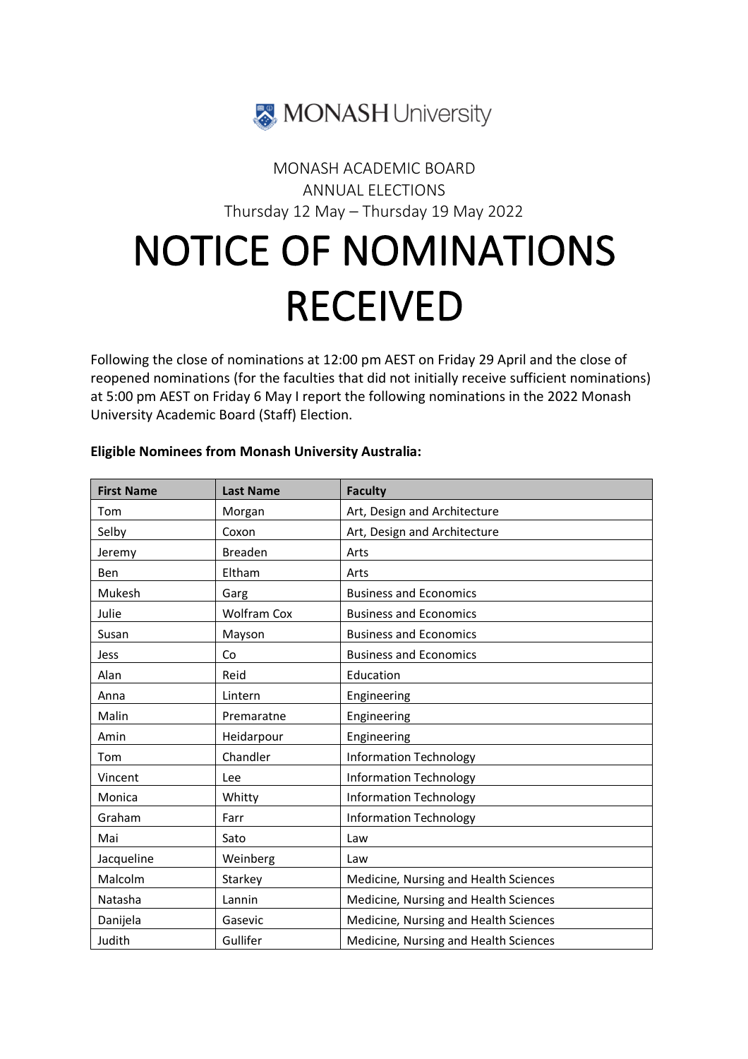MONASH University

MONASH ACADEMIC BOARD
ANNUAL ELECTIONS
Thursday 12 May – Thursday 19 May 2022

# NOTICE OF NOMINATIONS RECEIVED

Following the close of nominations at 12:00 pm AEST on Friday 29 April and the close of reopened nominations (for the faculties that did not initially receive sufficient nominations) at 5:00 pm AEST on Friday 6 May I report the following nominations in the 2022 Monash University Academic Board (Staff) Election.

**Eligible Nominees from Monash University Australia:**

| First Name | Last Name | Faculty |
|---|---|---|
| Tom | Morgan | Art, Design and Architecture |
| Selby | Coxon | Art, Design and Architecture |
| Jeremy | Breaden | Arts |
| Ben | Eltham | Arts |
| Mukesh | Garg | Business and Economics |
| Julie | Wolfram Cox | Business and Economics |
| Susan | Mayson | Business and Economics |
| Jess | Co | Business and Economics |
| Alan | Reid | Education |
| Anna | Lintern | Engineering |
| Malin | Premaratne | Engineering |
| Amin | Heidarpour | Engineering |
| Tom | Chandler | Information Technology |
| Vincent | Lee | Information Technology |
| Monica | Whitty | Information Technology |
| Graham | Farr | Information Technology |
| Mai | Sato | Law |
| Jacqueline | Weinberg | Law |
| Malcolm | Starkey | Medicine, Nursing and Health Sciences |
| Natasha | Lannin | Medicine, Nursing and Health Sciences |
| Danijela | Gasevic | Medicine, Nursing and Health Sciences |
| Judith | Gullifer | Medicine, Nursing and Health Sciences |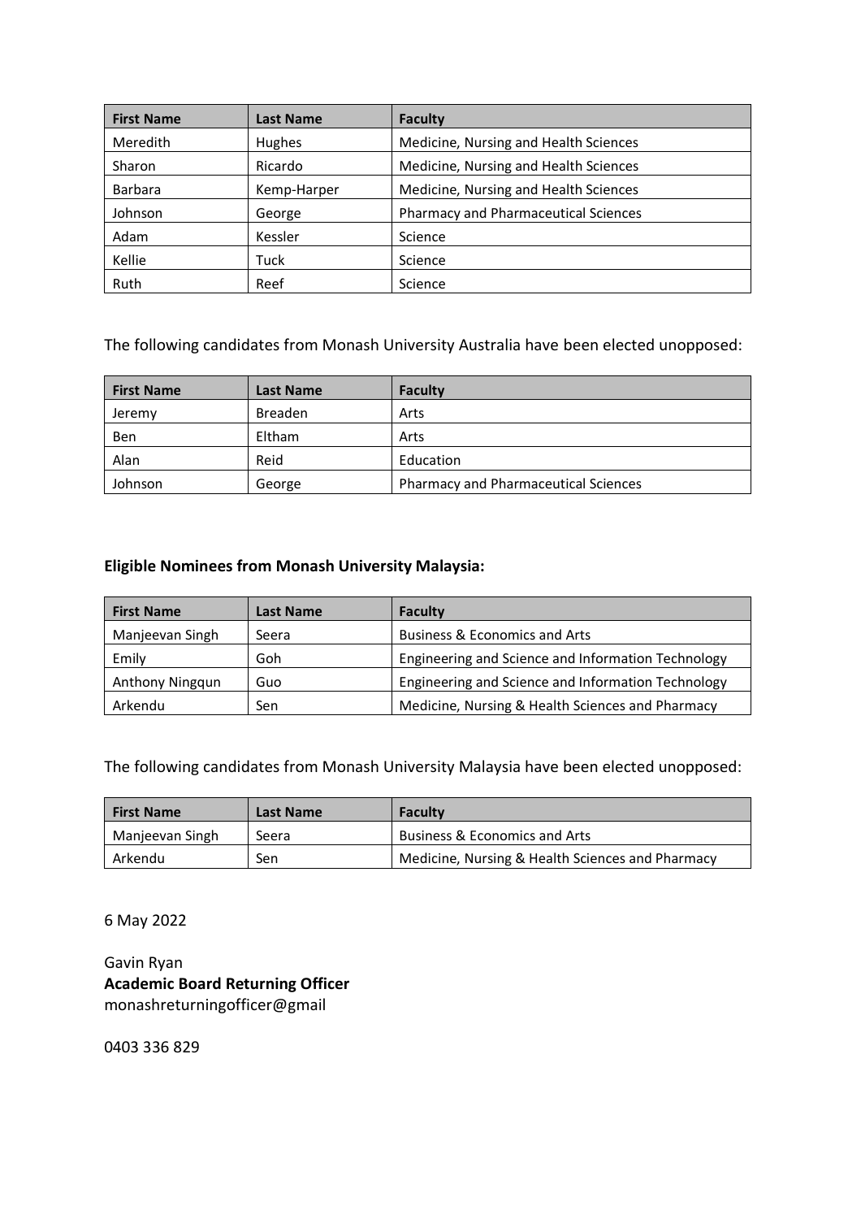| First Name | Last Name | Faculty |
| --- | --- | --- |
| Meredith | Hughes | Medicine, Nursing and Health Sciences |
| Sharon | Ricardo | Medicine, Nursing and Health Sciences |
| Barbara | Kemp-Harper | Medicine, Nursing and Health Sciences |
| Johnson | George | Pharmacy and Pharmaceutical Sciences |
| Adam | Kessler | Science |
| Kellie | Tuck | Science |
| Ruth | Reef | Science |

The following candidates from Monash University Australia have been elected unopposed:

| First Name | Last Name | Faculty |
| --- | --- | --- |
| Jeremy | Breaden | Arts |
| Ben | Eltham | Arts |
| Alan | Reid | Education |
| Johnson | George | Pharmacy and Pharmaceutical Sciences |

**Eligible Nominees from Monash University Malaysia:**

| First Name | Last Name | Faculty |
| --- | --- | --- |
| Manjeevan Singh | Seera | Business & Economics and Arts |
| Emily | Goh | Engineering and Science and Information Technology |
| Anthony Ningqun | Guo | Engineering and Science and Information Technology |
| Arkendu | Sen | Medicine, Nursing & Health Sciences and Pharmacy |

The following candidates from Monash University Malaysia have been elected unopposed:

| First Name | Last Name | Faculty |
| --- | --- | --- |
| Manjeevan Singh | Seera | Business & Economics and Arts |
| Arkendu | Sen | Medicine, Nursing & Health Sciences and Pharmacy |

6 May 2022

Gavin Ryan
**Academic Board Returning Officer**
monashreturningofficer@gmail

0403 336 829